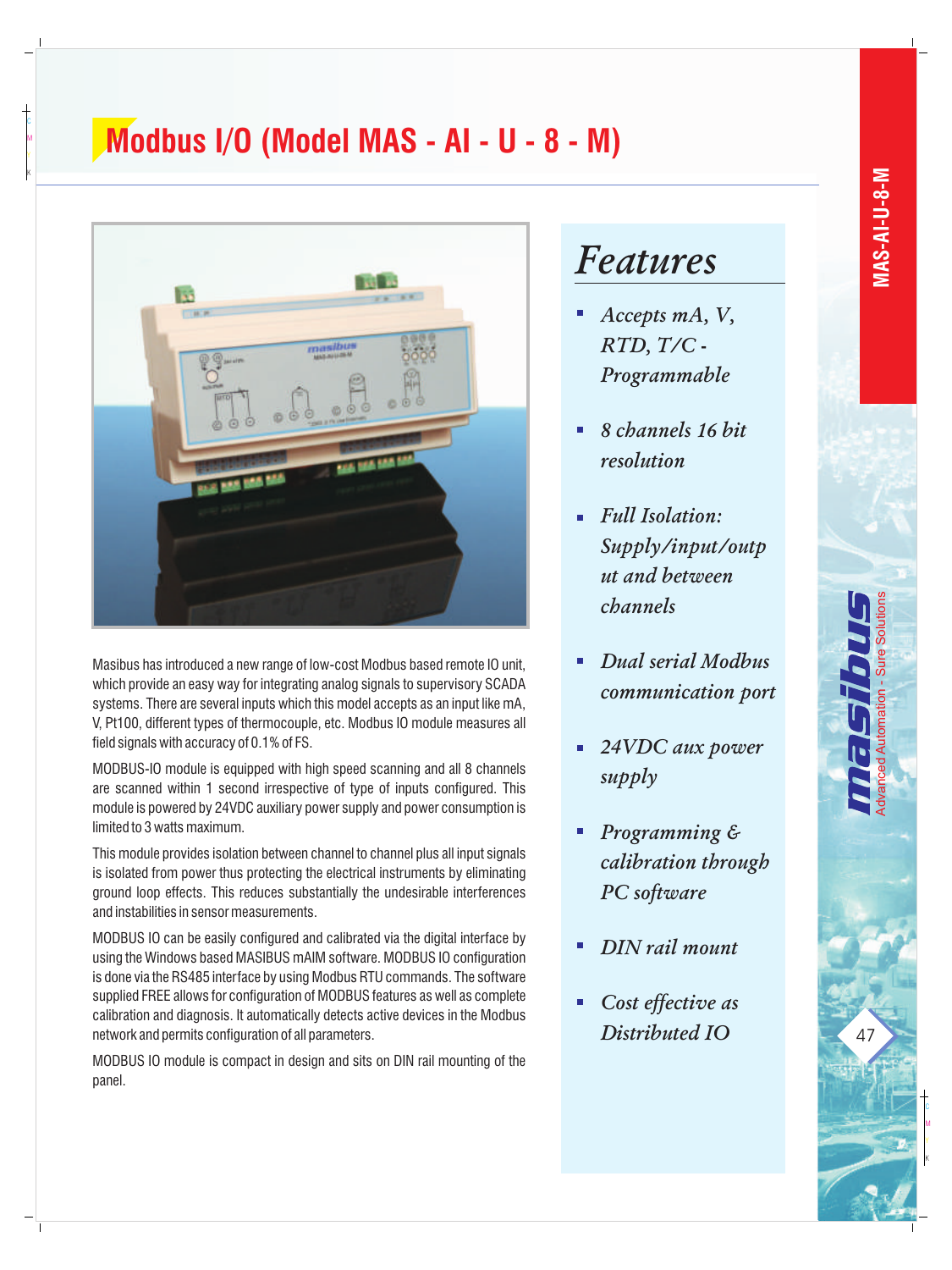# Modbus I/O (Model MAS - AI - U - 8 - M)

Masibus has introduced a new range of low-cost Modbus based remote IO unit, which provide an easy way for integrating analog signals to supervisory SCADA systems. There are several inputs which this model accepts as an input like mA, V, Pt100, different types of thermocouple, etc. Modbus IO module measures all field signals with accuracy of 0.1% of FS.

MODBUS-IO module is equipped with high speed scanning and all 8 channels are scanned within 1 second irrespective of type of inputs configured. This module is powered by 24VDC auxiliary power supply and power consumption is limited to 3 watts maximum.

This module provides isolation between channel to channel plus all input signals is isolated from power thus protecting the electrical instruments by eliminating ground loop effects. This reduces substantially the undesirable interferences and instabilities in sensor measurements.

MODBUS IO can be easily configured and calibrated via the digital interface by using the Windows based MASIBUS mAIM software. MODBUS IO configuration is done via the RS485 interface by using Modbus RTU commands. The software supplied FREE allows for configuration of MODBUS features as well as complete calibration and diagnosis. It automatically detects active devices in the Modbus network and permits configuration of all parameters.

MODBUS IO module is compact in design and sits on DIN rail mounting of the panel.

## Features

- *Accepts mA, V, RTD, T/C - Programmable*
- *8 channels 16 bit resolution*
- *Full Isolation: Supply/input/output and between channels*
- *Dual serial Modbus communication port*
- *24VDC aux power supply*
- *Programming & calibration through PC software*
- *DIN rail mount*
- *Cost effective as Distributed IO*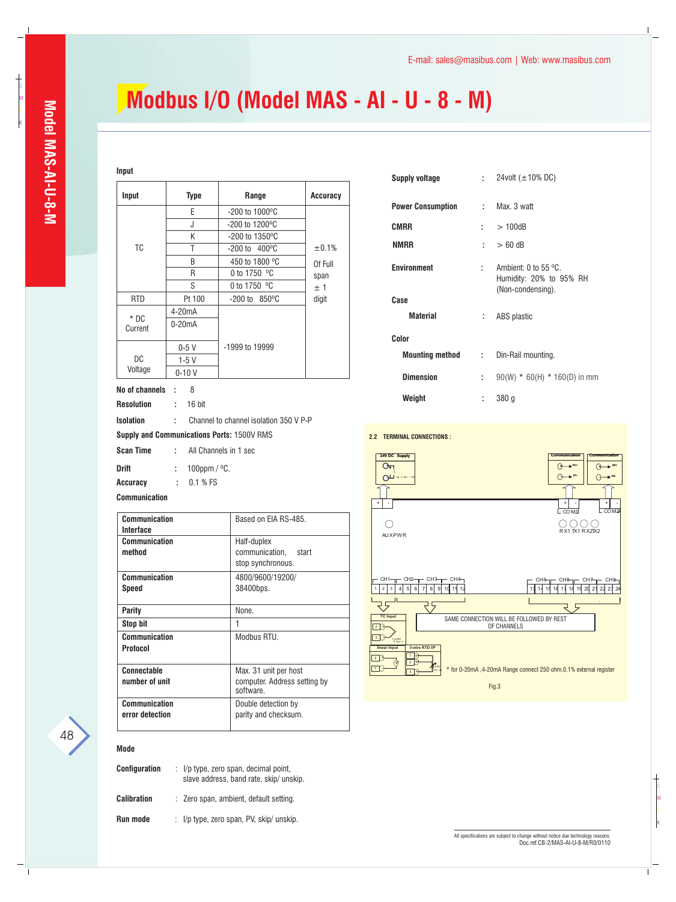# Modbus I/O (Model MAS - AI - U - 8 - M)

**Input**

| Input | Type | Range | Accuracy |
|---|---|---|---|
| TC | E | -200 to 1000ºC | ±0.1% Of Full span ± 1 digit |
| | J | -200 to 1200ºC | |
| | K | -200 to 1350ºC | |
| | T | -200 to 400ºC | |
| | B | 450 to 1800 ºC | |
| | R | 0 to 1750 ºC | |
| | S | 0 to 1750 ºC | |
| RTD | Pt 100 | -200 to 850ºC | |
| * DC Current | 4-20mA | -1999 to 19999 | |
| | 0-20mA | | |
| DC Voltage | 0-5 V | | |
| | 1-5 V | | |
| | 0-10 V | | |

**No of channels** : 8

**Resolution** : 16 bit

**Isolation** : Channel to channel isolation 350 V P-P

**Supply and Communications Ports:** 1500V RMS

**Scan Time** : All Channels in 1 sec

**Drift** : 100ppm / ºC.

**Accuracy** : 0.1 % FS

**Communication**

| | |
|---|---|
| **Communication Interface** | Based on EIA RS-485. |
| **Communication method** | Half-duplex communication, start stop synchronous. |
| **Communication Speed** | 4800/9600/19200/ 38400bps. |
| **Parity** | None. |
| **Stop bit** | 1 |
| **Communication Protocol** | Modbus RTU. |
| **Connectable number of unit** | Max. 31 unit per host computer. Address setting by software. |
| **Communication error detection** | Double detection by parity and checksum. |

**Mode**

**Configuration** : I/p type, zero span, decimal point, slave address, band rate, skip/ unskip.

**Calibration** : Zero span, ambient, default setting.

**Run mode** : I/p type, zero span, PV, skip/ unskip.

**Supply voltage** : 24volt (±10% DC)

**Power Consumption** : Max. 3 watt

**CMRR** : > 100dB

**NMRR** : > 60 dB

**Environment** : Ambient: 0 to 55 ºC. Humidity: 20% to 95% RH (Non-condensing).

**Case**

**Material** : ABS plastic

**Color**

**Mounting method** : Din-Rail mounting.

**Dimension** : 90(W) * 60(H) * 160(D) in mm

**Weight** : 380 g

**2.2 TERMINAL CONNECTIONS :**

24V DC Supply

Communication

Communication

COM1

COM2

AUXPWR

RX1 TX1 RX2 TX2

CH1 CH2 CH3 CH4 CH5 CH6 CH7 CH8

1 2 3 4 5 6 7 8 9 10 11 12 13 14 15 16 17 18 19 20 21 22 23 24

TC Input

SAME CONNECTION WILL BE FOLLOWED BY REST OF CHANNELS

linear Input

3-wire RTD I/P

* for 0-20mA ,4-20mA Range connect 250 ohm,0.1% external register

Fig.3

All specifications are subject to change without notice due technology reasons.
Doc.ref.CB-2/MAS-AI-U-8-M/R0/0110